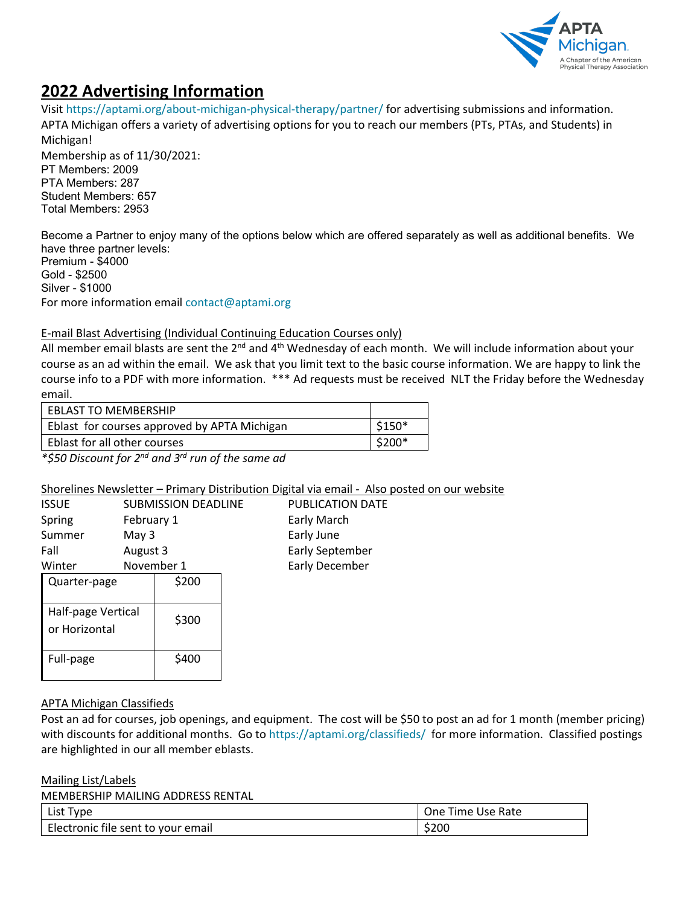# 2022 Advertising Information

Visit https://aptami.org/about-michigan-physical-therapy/partner/ for advertising submissions and information.
APTA Michigan offers a variety of advertising options for you to reach our members (PTs, PTAs, and Students) in Michigan!

Membership as of 11/30/2021:
PT Members: 2009
PTA Members: 287
Student Members: 657
Total Members: 2953

Become a Partner to enjoy many of the options below which are offered separately as well as additional benefits. We have three partner levels:
Premium - $4000
Gold - $2500
Silver - $1000
For more information email contact@aptami.org

E-mail Blast Advertising (Individual Continuing Education Courses only)

All member email blasts are sent the 2nd and 4th Wednesday of each month. We will include information about your course as an ad within the email. We ask that you limit text to the basic course information. We are happy to link the course info to a PDF with more information. *** Ad requests must be received NLT the Friday before the Wednesday email.

| EBLAST TO MEMBERSHIP | |
|---|---|
| Eblast for courses approved by APTA Michigan | $150* |
| Eblast for all other courses | $200* |

**\$50 Discount for 2nd and 3rd run of the same ad*

Shorelines Newsletter – Primary Distribution Digital via email - Also posted on our website

| ISSUE | SUBMISSION DEADLINE | PUBLICATION DATE |
|---|---|---|
| Spring | February 1 | Early March |
| Summer | May 3 | Early June |
| Fall | August 3 | Early September |
| Winter | November 1 | Early December |

| | |
|---|---|
| Quarter-page | $200 |
| Half-page Vertical or Horizontal | $300 |
| Full-page | $400 |

APTA Michigan Classifieds

Post an ad for courses, job openings, and equipment. The cost will be $50 to post an ad for 1 month (member pricing) with discounts for additional months. Go to https://aptami.org/classifieds/ for more information. Classified postings are highlighted in our all member eblasts.

Mailing List/Labels

MEMBERSHIP MAILING ADDRESS RENTAL

| List Type | One Time Use Rate |
|---|---|
| Electronic file sent to your email | $200 |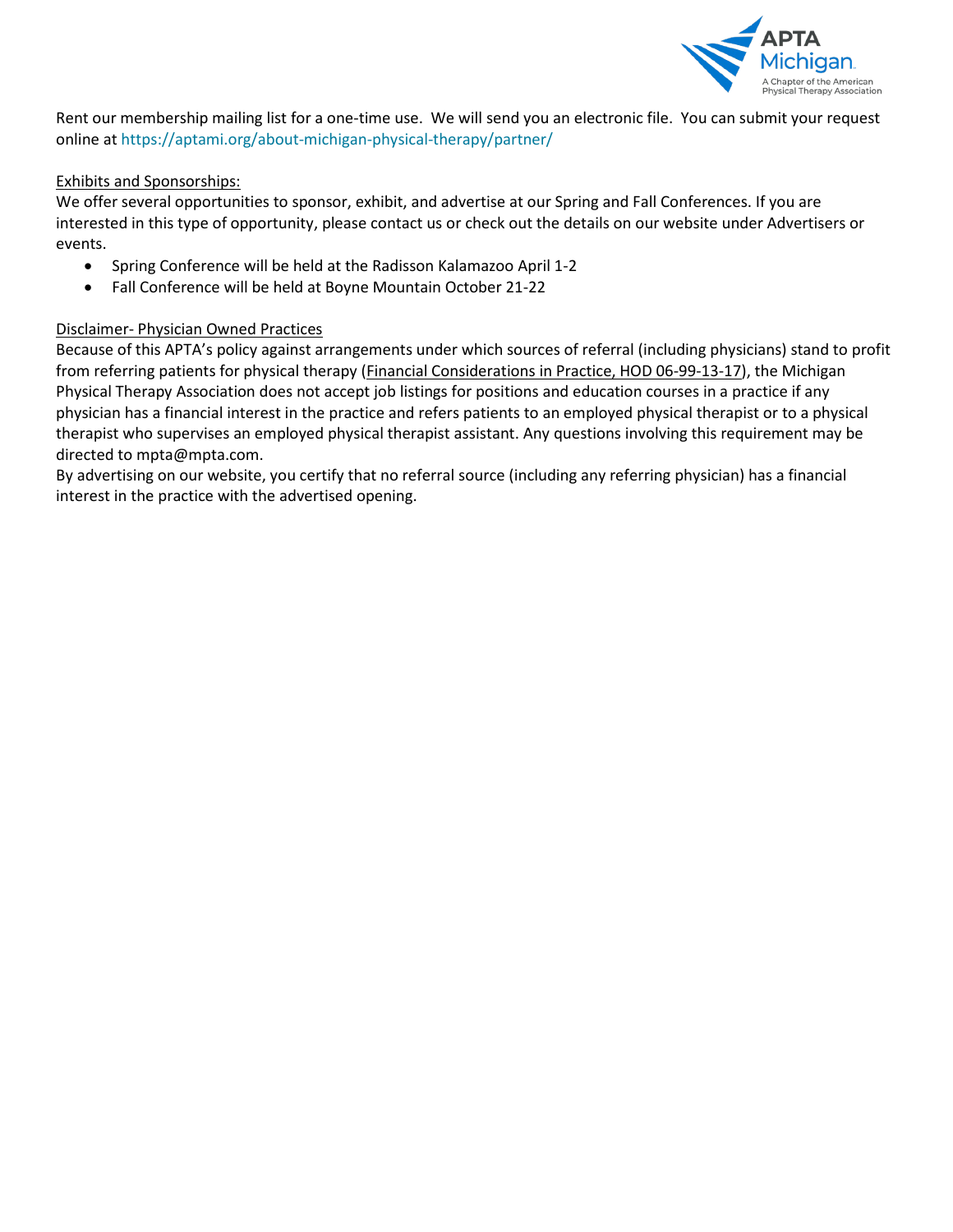Rent our membership mailing list for a one-time use. We will send you an electronic file. You can submit your request online at https://aptami.org/about-michigan-physical-therapy/partner/

Exhibits and Sponsorships:

We offer several opportunities to sponsor, exhibit, and advertise at our Spring and Fall Conferences. If you are interested in this type of opportunity, please contact us or check out the details on our website under Advertisers or events.

- Spring Conference will be held at the Radisson Kalamazoo April 1-2
- Fall Conference will be held at Boyne Mountain October 21-22

Disclaimer- Physician Owned Practices

Because of this APTA's policy against arrangements under which sources of referral (including physicians) stand to profit from referring patients for physical therapy (Financial Considerations in Practice, HOD 06-99-13-17), the Michigan Physical Therapy Association does not accept job listings for positions and education courses in a practice if any physician has a financial interest in the practice and refers patients to an employed physical therapist or to a physical therapist who supervises an employed physical therapist assistant. Any questions involving this requirement may be directed to mpta@mpta.com.

By advertising on our website, you certify that no referral source (including any referring physician) has a financial interest in the practice with the advertised opening.